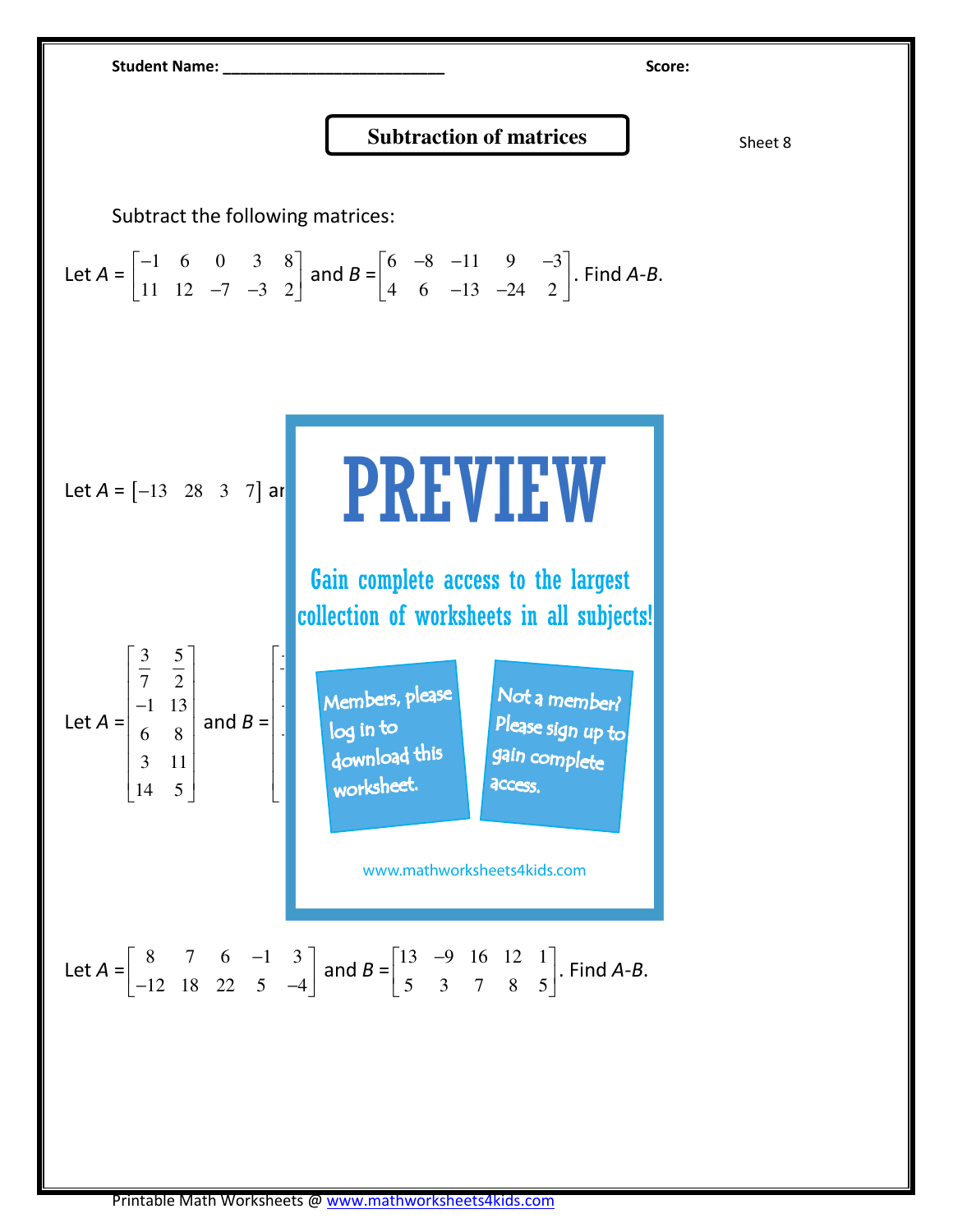Student Name: ___________________________ Score:

# Subtraction of matrices

Sheet 8

Subtract the following matrices:

Let $A = \begin{bmatrix} -1 & 6 & 0 & 3 & 8 \\ 11 & 12 & -7 & -3 & 2 \end{bmatrix}$ and $B = \begin{bmatrix} 6 & -8 & -11 & 9 & -3 \\ 4 & 6 & -13 & -24 & 2 \end{bmatrix}$. Find *A*-*B*.

Let $A = \begin{bmatrix} -13 & 28 & 3 & 7 \end{bmatrix}$ ar

PREVIEW

Gain complete access to the largest collection of worksheets in all subjects!

Members, please log in to download this worksheet.

Not a member? Please sign up to gain complete access.

www.mathworksheets4kids.com

Let $A = \begin{bmatrix} \frac{3}{7} & \frac{5}{2} \\ -1 & 13 \\ 6 & 8 \\ 3 & 11 \\ 14 & 5 \end{bmatrix}$ and $B =$

Let $A = \begin{bmatrix} 8 & 7 & 6 & -1 & 3 \\ -12 & 18 & 22 & 5 & -4 \end{bmatrix}$ and $B = \begin{bmatrix} 13 & -9 & 16 & 12 & 1 \\ 5 & 3 & 7 & 8 & 5 \end{bmatrix}$. Find *A*-*B*.

Printable Math Worksheets @ www.mathworksheets4kids.com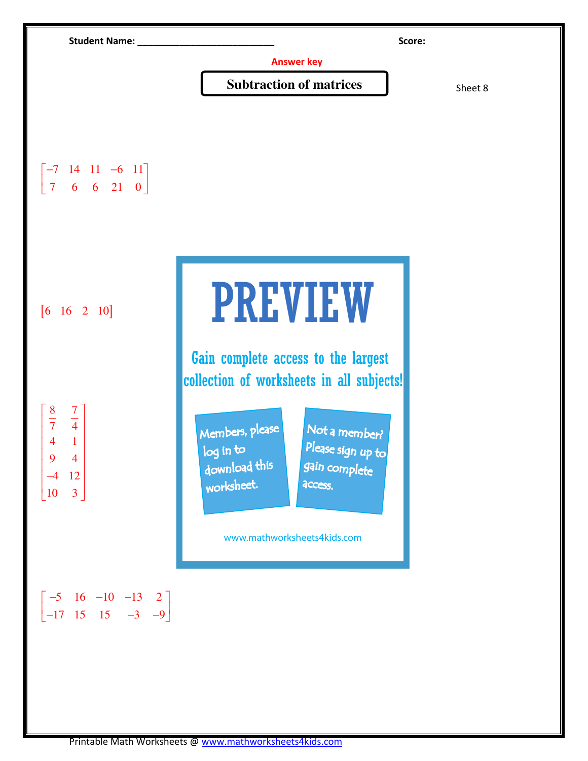Student Name: ___________________________ Score:

**Answer key**

# Subtraction of matrices

Sheet 8

$$\begin{bmatrix} -7 & 14 & 11 & -6 & 11 \\ 7 & 6 & 6 & 21 & 0 \end{bmatrix}$$

$$\begin{bmatrix} 6 & 16 & 2 & 10 \end{bmatrix}$$

$$\begin{bmatrix} \frac{8}{7} & \frac{7}{4} \\ 4 & 1 \\ 9 & 4 \\ -4 & 12 \\ 10 & 3 \end{bmatrix}$$

$$\begin{bmatrix} -5 & 16 & -10 & -13 & 2 \\ -17 & 15 & 15 & -3 & -9 \end{bmatrix}$$

PREVIEW

Gain complete access to the largest collection of worksheets in all subjects!

Members, please log in to download this worksheet.

Not a member? Please sign up to gain complete access.

www.mathworksheets4kids.com

Printable Math Worksheets @ www.mathworksheets4kids.com